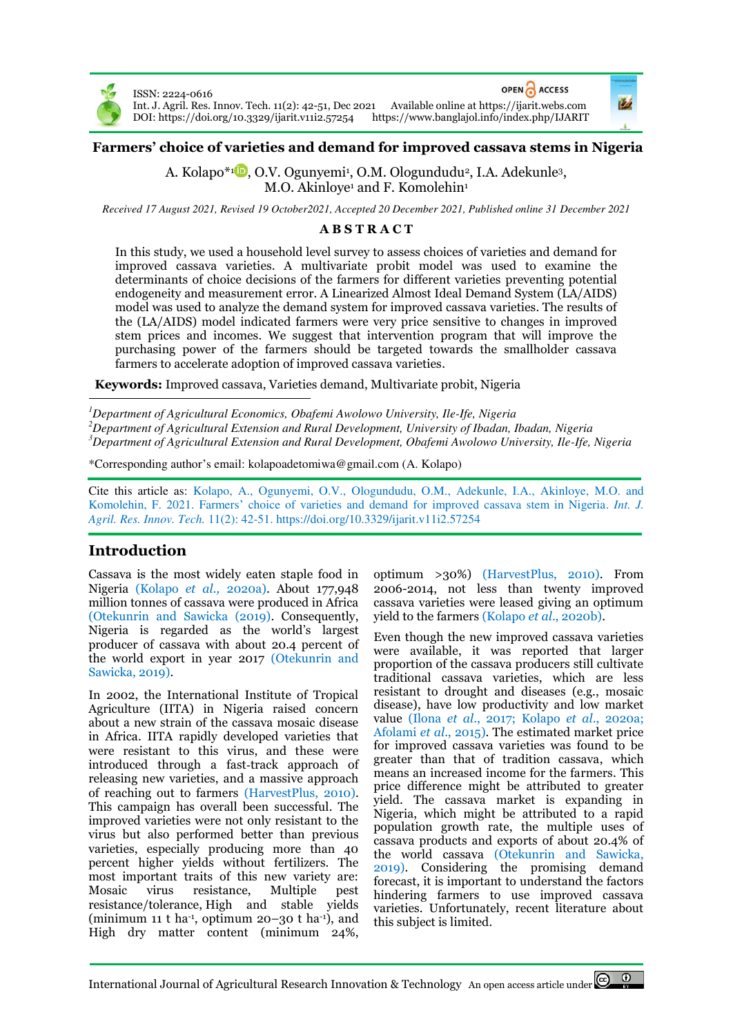# Farmers' choice of varieties and demand for improved cassava stems in Nigeria

A. Kolapo*[1], O.V. Ogunyemi[1], O.M. Ologundudu[2], I.A. Adekunle[3], M.O. Akinloye[1] and F. Komolehin[1]

*Received 17 August 2021, Revised 19 October2021, Accepted 20 December 2021, Published online 31 December 2021*

## ABSTRACT

In this study, we used a household level survey to assess choices of varieties and demand for improved cassava varieties. A multivariate probit model was used to examine the determinants of choice decisions of the farmers for different varieties preventing potential endogeneity and measurement error. A Linearized Almost Ideal Demand System (LA/AIDS) model was used to analyze the demand system for improved cassava varieties. The results of the (LA/AIDS) model indicated farmers were very price sensitive to changes in improved stem prices and incomes. We suggest that intervention program that will improve the purchasing power of the farmers should be targeted towards the smallholder cassava farmers to accelerate adoption of improved cassava varieties.

**Keywords:** Improved cassava, Varieties demand, Multivariate probit, Nigeria

[1]*Department of Agricultural Economics, Obafemi Awolowo University, Ile-Ife, Nigeria*
[2]*Department of Agricultural Extension and Rural Development, University of Ibadan, Ibadan, Nigeria*
[3]*Department of Agricultural Extension and Rural Development, Obafemi Awolowo University, Ile-Ife, Nigeria*

*Corresponding author's email: kolapoadetomiwa@gmail.com (A. Kolapo)

Cite this article as: Kolapo, A., Ogunyemi, O.V., Ologundudu, O.M., Adekunle, I.A., Akinloye, M.O. and Komolehin, F. 2021. Farmers' choice of varieties and demand for improved cassava stem in Nigeria. *Int. J. Agril. Res. Innov. Tech.* 11(2): 42-51. https://doi.org/10.3329/ijarit.v11i2.57254

## Introduction

Cassava is the most widely eaten staple food in Nigeria (Kolapo *et al.,* 2020a). About 177,948 million tonnes of cassava were produced in Africa (Otekunrin and Sawicka (2019). Consequently, Nigeria is regarded as the world's largest producer of cassava with about 20.4 percent of the world export in year 2017 (Otekunrin and Sawicka, 2019).

In 2002, the International Institute of Tropical Agriculture (IITA) in Nigeria raised concern about a new strain of the cassava mosaic disease in Africa. IITA rapidly developed varieties that were resistant to this virus, and these were introduced through a fast-track approach of releasing new varieties, and a massive approach of reaching out to farmers (HarvestPlus, 2010). This campaign has overall been successful. The improved varieties were not only resistant to the virus but also performed better than previous varieties, especially producing more than 40 percent higher yields without fertilizers. The most important traits of this new variety are: Mosaic virus resistance, Multiple pest resistance/tolerance, High and stable yields (minimum 11 t ha$^{-1}$, optimum 20–30 t ha$^{-1}$), and High dry matter content (minimum 24%, optimum >30%) (HarvestPlus, 2010). From 2006-2014, not less than twenty improved cassava varieties were leased giving an optimum yield to the farmers (Kolapo *et al.,* 2020b).

Even though the new improved cassava varieties were available, it was reported that larger proportion of the cassava producers still cultivate traditional cassava varieties, which are less resistant to drought and diseases (e.g., mosaic disease), have low productivity and low market value (Ilona *et al.,* 2017; Kolapo *et al.,* 2020a; Afolami *et al.,* 2015). The estimated market price for improved cassava varieties was found to be greater than that of tradition cassava, which means an increased income for the farmers. This price difference might be attributed to greater yield. The cassava market is expanding in Nigeria, which might be attributed to a rapid population growth rate, the multiple uses of cassava products and exports of about 20.4% of the world cassava (Otekunrin and Sawicka, 2019). Considering the promising demand forecast, it is important to understand the factors hindering farmers to use improved cassava varieties. Unfortunately, recent literature about this subject is limited.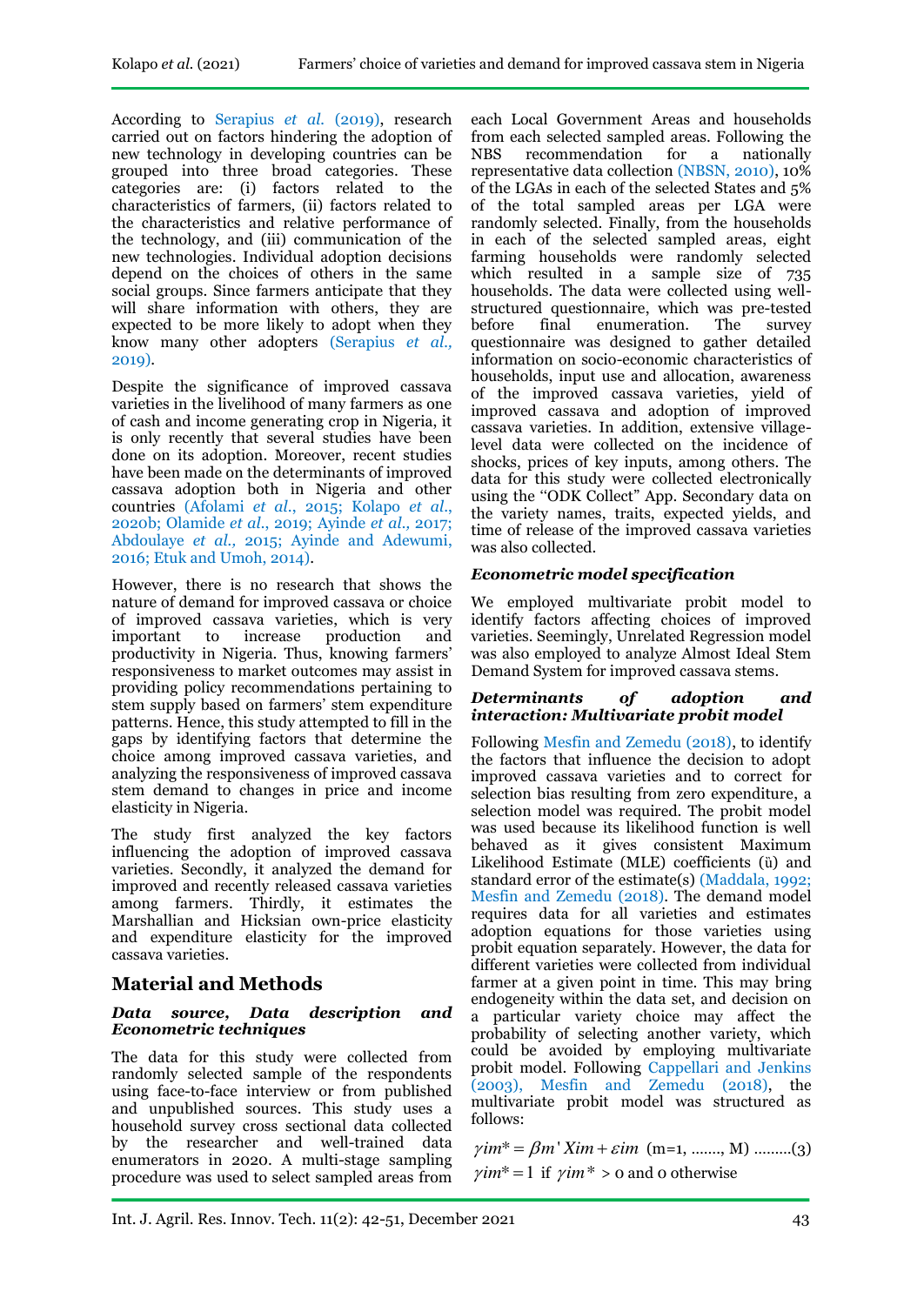According to Serapius *et al.* (2019), research carried out on factors hindering the adoption of new technology in developing countries can be grouped into three broad categories. These categories are: (i) factors related to the characteristics of farmers, (ii) factors related to the characteristics and relative performance of the technology, and (iii) communication of the new technologies. Individual adoption decisions depend on the choices of others in the same social groups. Since farmers anticipate that they will share information with others, they are expected to be more likely to adopt when they know many other adopters (Serapius *et al.,* 2019).

Despite the significance of improved cassava varieties in the livelihood of many farmers as one of cash and income generating crop in Nigeria, it is only recently that several studies have been done on its adoption. Moreover, recent studies have been made on the determinants of improved cassava adoption both in Nigeria and other countries (Afolami *et al*., 2015; Kolapo *et al.,* 2020b; Olamide *et al*., 2019; Ayinde *et al.,* 2017; Abdoulaye *et al.,* 2015; Ayinde and Adewumi, 2016; Etuk and Umoh, 2014).

However, there is no research that shows the nature of demand for improved cassava or choice of improved cassava varieties, which is very important to increase production and productivity in Nigeria. Thus, knowing farmers' responsiveness to market outcomes may assist in providing policy recommendations pertaining to stem supply based on farmers' stem expenditure patterns. Hence, this study attempted to fill in the gaps by identifying factors that determine the choice among improved cassava varieties, and analyzing the responsiveness of improved cassava stem demand to changes in price and income elasticity in Nigeria.

The study first analyzed the key factors influencing the adoption of improved cassava varieties. Secondly, it analyzed the demand for improved and recently released cassava varieties among farmers. Thirdly, it estimates the Marshallian and Hicksian own-price elasticity and expenditure elasticity for the improved cassava varieties.

## Material and Methods

### *Data source, Data description and Econometric techniques*

The data for this study were collected from randomly selected sample of the respondents using face-to-face interview or from published and unpublished sources. This study uses a household survey cross sectional data collected by the researcher and well-trained data enumerators in 2020. A multi-stage sampling procedure was used to select sampled areas from each Local Government Areas and households from each selected sampled areas. Following the NBS recommendation for a nationally representative data collection (NBSN, 2010), 10% of the LGAs in each of the selected States and 5% of the total sampled areas per LGA were randomly selected. Finally, from the households in each of the selected sampled areas, eight farming households were randomly selected which resulted in a sample size of 735 households. The data were collected using well-structured questionnaire, which was pre-tested before final enumeration. The survey questionnaire was designed to gather detailed information on socio-economic characteristics of households, input use and allocation, awareness of the improved cassava varieties, yield of improved cassava and adoption of improved cassava varieties. In addition, extensive village-level data were collected on the incidence of shocks, prices of key inputs, among others. The data for this study were collected electronically using the "ODK Collect" App. Secondary data on the variety names, traits, expected yields, and time of release of the improved cassava varieties was also collected.

### *Econometric model specification*

We employed multivariate probit model to identify factors affecting choices of improved varieties. Seemingly, Unrelated Regression model was also employed to analyze Almost Ideal Stem Demand System for improved cassava stems.

### *Determinants of adoption and interaction: Multivariate probit model*

Following Mesfin and Zemedu (2018), to identify the factors that influence the decision to adopt improved cassava varieties and to correct for selection bias resulting from zero expenditure, a selection model was required. The probit model was used because its likelihood function is well behaved as it gives consistent Maximum Likelihood Estimate (MLE) coefficients (ü) and standard error of the estimate(s) (Maddala, 1992; Mesfin and Zemedu (2018). The demand model requires data for all varieties and estimates adoption equations for those varieties using probit equation separately. However, the data for different varieties were collected from individual farmer at a given point in time. This may bring endogeneity within the data set, and decision on a particular variety choice may affect the probability of selecting another variety, which could be avoided by employing multivariate probit model. Following Cappellari and Jenkins (2003), Mesfin and Zemedu (2018), the multivariate probit model was structured as follows:

$$\gamma im^* = \beta m' Xim + \varepsilon im \quad (m=1, \ldots\ldots, M) \ldots\ldots\ldots(3)$$

$$\gamma im^* = 1 \text{ if } \gamma im^* > 0 \text{ and } 0 \text{ otherwise}$$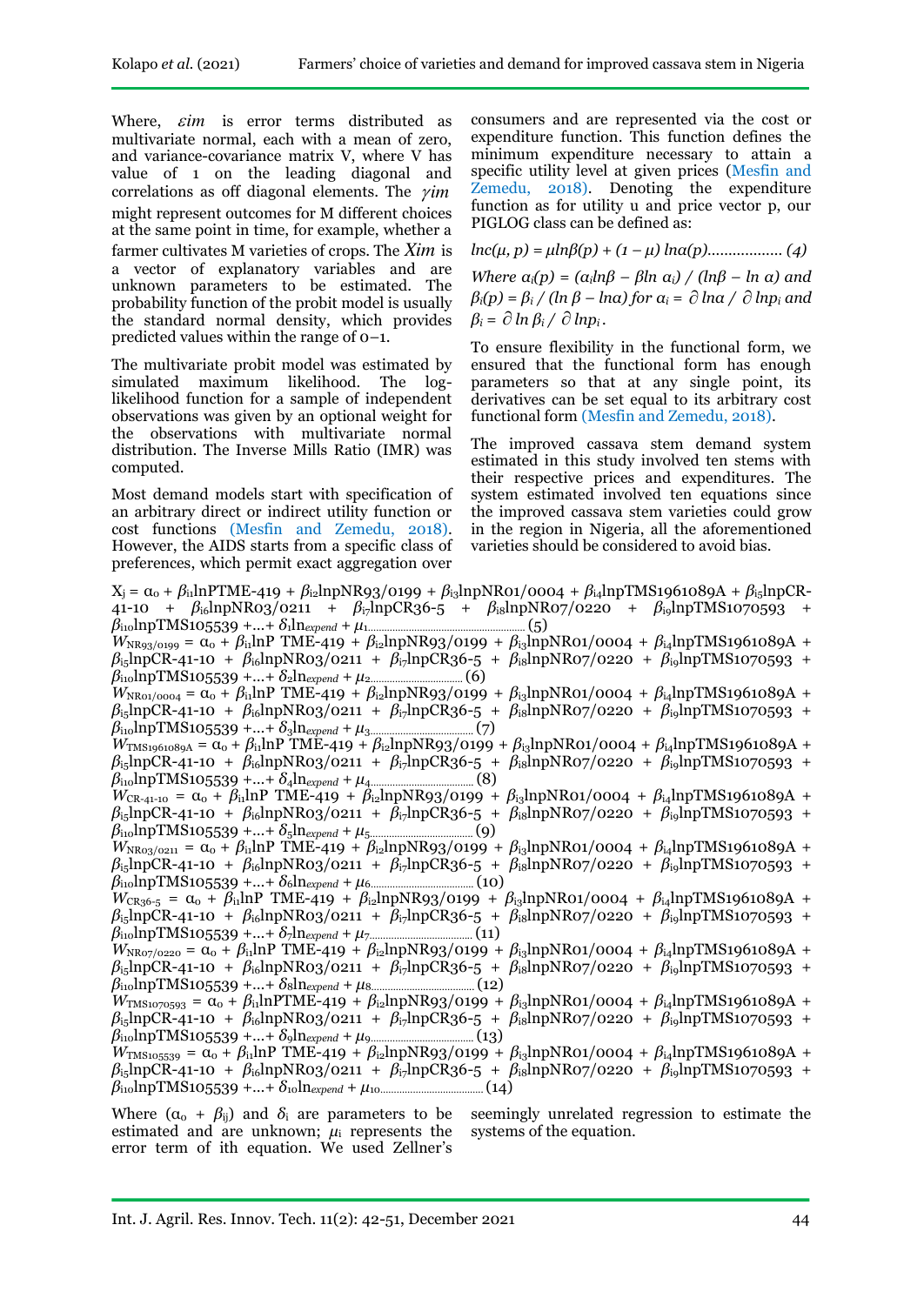Where, $\varepsilon im$ is error terms distributed as multivariate normal, each with a mean of zero, and variance-covariance matrix V, where V has value of 1 on the leading diagonal and correlations as off diagonal elements. The $\gamma im$ might represent outcomes for M different choices at the same point in time, for example, whether a farmer cultivates M varieties of crops. The $Xim$ is a vector of explanatory variables and are unknown parameters to be estimated. The probability function of the probit model is usually the standard normal density, which provides predicted values within the range of 0–1.

The multivariate probit model was estimated by simulated maximum likelihood. The log-likelihood function for a sample of independent observations was given by an optional weight for the observations with multivariate normal distribution. The Inverse Mills Ratio (IMR) was computed.

Most demand models start with specification of an arbitrary direct or indirect utility function or cost functions (Mesfin and Zemedu, 2018). However, the AIDS starts from a specific class of preferences, which permit exact aggregation over consumers and are represented via the cost or expenditure function. This function defines the minimum expenditure necessary to attain a specific utility level at given prices (Mesfin and Zemedu, 2018). Denoting the expenditure function as for utility u and price vector p, our PIGLOG class can be defined as:

$$lnc(\mu, p) = \mu ln\beta(p) + (1 - \mu)\, ln\alpha(p) \quad (4)$$

*Where* $\alpha_i(p) = (\alpha_i ln\beta - \beta ln\, \alpha_i) / (ln\beta - ln\, \alpha)$ *and* $\beta_i(p) = \beta_i / (ln\, \beta - ln\alpha)$ *for* $\alpha_i = \partial\, ln\alpha / \partial\, lnp_i$ *and* $\beta_i = \partial\, ln\, \beta_i / \partial\, lnp_i$.

To ensure flexibility in the functional form, we ensured that the functional form has enough parameters so that at any single point, its derivatives can be set equal to its arbitrary cost functional form (Mesfin and Zemedu, 2018).

The improved cassava stem demand system estimated in this study involved ten stems with their respective prices and expenditures. The system estimated involved ten equations since the improved cassava stem varieties could grow in the region in Nigeria, all the aforementioned varieties should be considered to avoid bias.

$$X_j = \alpha_0 + \beta_{i1}lnPTME\text{-}419 + \beta_{i2}lnpNR93/0199 + \beta_{i3}lnpNR01/0004 + \beta_{i4}lnpTMS1961089A + \beta_{i5}lnpCR\text{-}41\text{-}10 + \beta_{i6}lnpNR03/0211 + \beta_{i7}lnpCR36\text{-}5 + \beta_{i8}lnpNR07/0220 + \beta_{i9}lnpTMS1070593 + \beta_{i10}lnpTMS105539 + \ldots + \delta_1 ln_{expend} + \mu_1 \quad (5)$$

$$W_{NR93/0199} = \alpha_0 + \beta_{i1}lnP\ TME\text{-}419 + \beta_{i2}lnpNR93/0199 + \beta_{i3}lnpNR01/0004 + \beta_{i4}lnpTMS1961089A + \beta_{i5}lnpCR\text{-}41\text{-}10 + \beta_{i6}lnpNR03/0211 + \beta_{i7}lnpCR36\text{-}5 + \beta_{i8}lnpNR07/0220 + \beta_{i9}lnpTMS1070593 + \beta_{i10}lnpTMS105539 + \ldots + \delta_2 ln_{expend} + \mu_2 \quad (6)$$

$$W_{NR01/0004} = \alpha_0 + \beta_{i1}lnP\ TME\text{-}419 + \beta_{i2}lnpNR93/0199 + \beta_{i3}lnpNR01/0004 + \beta_{i4}lnpTMS1961089A + \beta_{i5}lnpCR\text{-}41\text{-}10 + \beta_{i6}lnpNR03/0211 + \beta_{i7}lnpCR36\text{-}5 + \beta_{i8}lnpNR07/0220 + \beta_{i9}lnpTMS1070593 + \beta_{i10}lnpTMS105539 + \ldots + \delta_3 ln_{expend} + \mu_3 \quad (7)$$

$$W_{TMS1961089A} = \alpha_0 + \beta_{i1}lnP\ TME\text{-}419 + \beta_{i2}lnpNR93/0199 + \beta_{i3}lnpNR01/0004 + \beta_{i4}lnpTMS1961089A + \beta_{i5}lnpCR\text{-}41\text{-}10 + \beta_{i6}lnpNR03/0211 + \beta_{i7}lnpCR36\text{-}5 + \beta_{i8}lnpNR07/0220 + \beta_{i9}lnpTMS1070593 + \beta_{i10}lnpTMS105539 + \ldots + \delta_4 ln_{expend} + \mu_4 \quad (8)$$

$$W_{CR\text{-}41\text{-}10} = \alpha_0 + \beta_{i1}lnP\ TME\text{-}419 + \beta_{i2}lnpNR93/0199 + \beta_{i3}lnpNR01/0004 + \beta_{i4}lnpTMS1961089A + \beta_{i5}lnpCR\text{-}41\text{-}10 + \beta_{i6}lnpNR03/0211 + \beta_{i7}lnpCR36\text{-}5 + \beta_{i8}lnpNR07/0220 + \beta_{i9}lnpTMS1070593 + \beta_{i10}lnpTMS105539 + \ldots + \delta_5 ln_{expend} + \mu_5 \quad (9)$$

$$W_{NR03/0211} = \alpha_0 + \beta_{i1}lnP\ TME\text{-}419 + \beta_{i2}lnpNR93/0199 + \beta_{i3}lnpNR01/0004 + \beta_{i4}lnpTMS1961089A + \beta_{i5}lnpCR\text{-}41\text{-}10 + \beta_{i6}lnpNR03/0211 + \beta_{i7}lnpCR36\text{-}5 + \beta_{i8}lnpNR07/0220 + \beta_{i9}lnpTMS1070593 + \beta_{i10}lnpTMS105539 + \ldots + \delta_6 ln_{expend} + \mu_6 \quad (10)$$

$$W_{CR36\text{-}5} = \alpha_0 + \beta_{i1}lnP\ TME\text{-}419 + \beta_{i2}lnpNR93/0199 + \beta_{i3}lnpNR01/0004 + \beta_{i4}lnpTMS1961089A + \beta_{i5}lnpCR\text{-}41\text{-}10 + \beta_{i6}lnpNR03/0211 + \beta_{i7}lnpCR36\text{-}5 + \beta_{i8}lnpNR07/0220 + \beta_{i9}lnpTMS1070593 + \beta_{i10}lnpTMS105539 + \ldots + \delta_7 ln_{expend} + \mu_7 \quad (11)$$

$$W_{NR07/0220} = \alpha_0 + \beta_{i1}lnP\ TME\text{-}419 + \beta_{i2}lnpNR93/0199 + \beta_{i3}lnpNR01/0004 + \beta_{i4}lnpTMS1961089A + \beta_{i5}lnpCR\text{-}41\text{-}10 + \beta_{i6}lnpNR03/0211 + \beta_{i7}lnpCR36\text{-}5 + \beta_{i8}lnpNR07/0220 + \beta_{i9}lnpTMS1070593 + \beta_{i10}lnpTMS105539 + \ldots + \delta_8 ln_{expend} + \mu_8 \quad (12)$$

$$W_{TMS1070593} = \alpha_0 + \beta_{i1}lnPTME\text{-}419 + \beta_{i2}lnpNR93/0199 + \beta_{i3}lnpNR01/0004 + \beta_{i4}lnpTMS1961089A + \beta_{i5}lnpCR\text{-}41\text{-}10 + \beta_{i6}lnpNR03/0211 + \beta_{i7}lnpCR36\text{-}5 + \beta_{i8}lnpNR07/0220 + \beta_{i9}lnpTMS1070593 + \beta_{i10}lnpTMS105539 + \ldots + \delta_9 ln_{expend} + \mu_9 \quad (13)$$

$$W_{TMS105539} = \alpha_0 + \beta_{i1}lnP\ TME\text{-}419 + \beta_{i2}lnpNR93/0199 + \beta_{i3}lnpNR01/0004 + \beta_{i4}lnpTMS1961089A + \beta_{i5}lnpCR\text{-}41\text{-}10 + \beta_{i6}lnpNR03/0211 + \beta_{i7}lnpCR36\text{-}5 + \beta_{i8}lnpNR07/0220 + \beta_{i9}lnpTMS1070593 + \beta_{i10}lnpTMS105539 + \ldots + \delta_{10} ln_{expend} + \mu_{10} \quad (14)$$

Where $(\alpha_0 + \beta_{ij})$ and $\delta_i$ are parameters to be estimated and are unknown; $\mu_i$ represents the error term of ith equation. We used Zellner's seemingly unrelated regression to estimate the systems of the equation.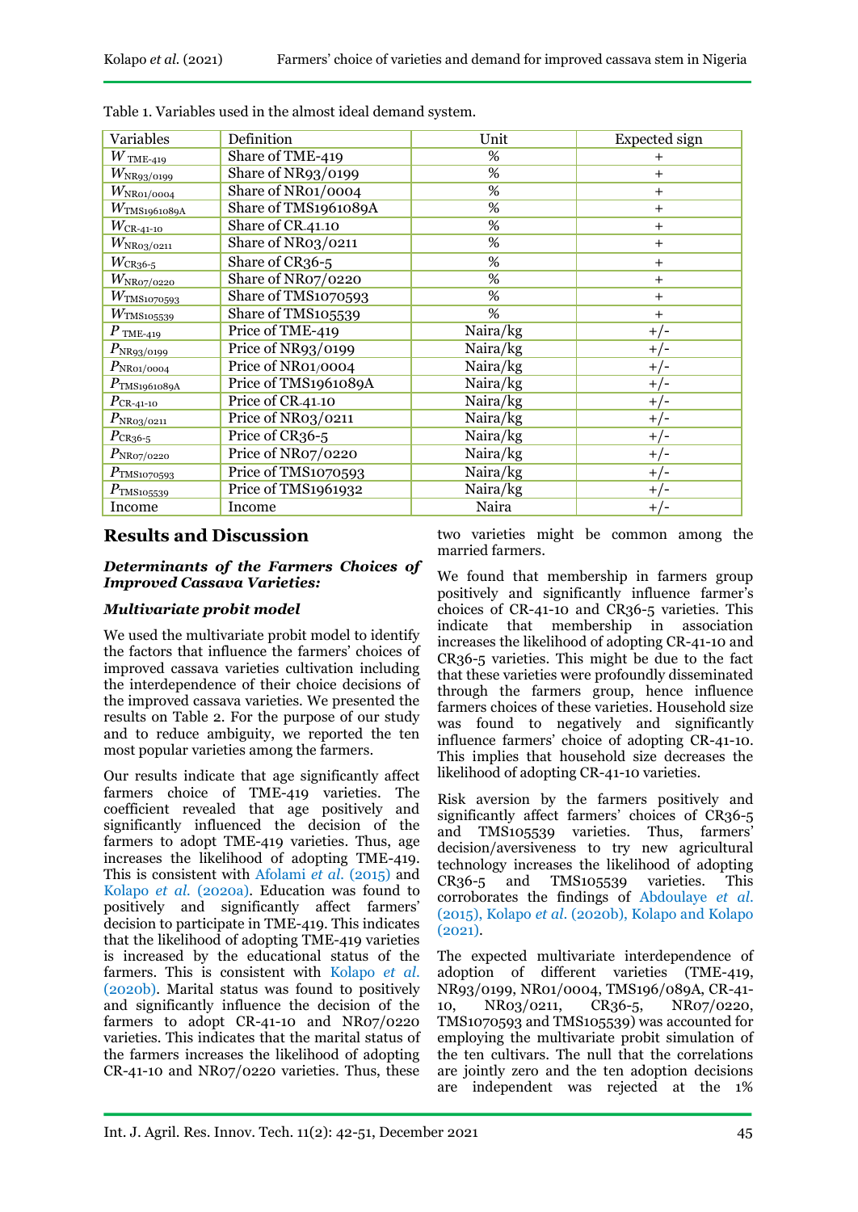Table 1. Variables used in the almost ideal demand system.

| Variables | Definition | Unit | Expected sign |
|---|---|---|---|
| $W_{\text{TME-419}}$ | Share of TME-419 | % | + |
| $W_{\text{NR93/0199}}$ | Share of NR93/0199 | % | + |
| $W_{\text{NR01/0004}}$ | Share of NR01/0004 | % | + |
| $W_{\text{TMS1961089A}}$ | Share of TMS1961089A | % | + |
| $W_{\text{CR-41-10}}$ | Share of CR-41-10 | % | + |
| $W_{\text{NR03/0211}}$ | Share of NR03/0211 | % | + |
| $W_{\text{CR36-5}}$ | Share of CR36-5 | % | + |
| $W_{\text{NR07/0220}}$ | Share of NR07/0220 | % | + |
| $W_{\text{TMS1070593}}$ | Share of TMS1070593 | % | + |
| $W_{\text{TMS105539}}$ | Share of TMS105539 | % | + |
| $P_{\text{TME-419}}$ | Price of TME-419 | Naira/kg | +/- |
| $P_{\text{NR93/0199}}$ | Price of NR93/0199 | Naira/kg | +/- |
| $P_{\text{NR01/0004}}$ | Price of NR01/0004 | Naira/kg | +/- |
| $P_{\text{TMS1961089A}}$ | Price of TMS1961089A | Naira/kg | +/- |
| $P_{\text{CR-41-10}}$ | Price of CR-41-10 | Naira/kg | +/- |
| $P_{\text{NR03/0211}}$ | Price of NR03/0211 | Naira/kg | +/- |
| $P_{\text{CR36-5}}$ | Price of CR36-5 | Naira/kg | +/- |
| $P_{\text{NR07/0220}}$ | Price of NR07/0220 | Naira/kg | +/- |
| $P_{\text{TMS1070593}}$ | Price of TMS1070593 | Naira/kg | +/- |
| $P_{\text{TMS105539}}$ | Price of TMS1961932 | Naira/kg | +/- |
| Income | Income | Naira | +/- |

## Results and Discussion

### *Determinants of the Farmers Choices of Improved Cassava Varieties:*

### *Multivariate probit model*

We used the multivariate probit model to identify the factors that influence the farmers' choices of improved cassava varieties cultivation including the interdependence of their choice decisions of the improved cassava varieties. We presented the results on Table 2. For the purpose of our study and to reduce ambiguity, we reported the ten most popular varieties among the farmers.

Our results indicate that age significantly affect farmers choice of TME-419 varieties. The coefficient revealed that age positively and significantly influenced the decision of the farmers to adopt TME-419 varieties. Thus, age increases the likelihood of adopting TME-419. This is consistent with Afolami *et al.* (2015) and Kolapo *et al.* (2020a). Education was found to positively and significantly affect farmers' decision to participate in TME-419. This indicates that the likelihood of adopting TME-419 varieties is increased by the educational status of the farmers. This is consistent with Kolapo *et al.* (2020b). Marital status was found to positively and significantly influence the decision of the farmers to adopt CR-41-10 and NR07/0220 varieties. This indicates that the marital status of the farmers increases the likelihood of adopting CR-41-10 and NR07/0220 varieties. Thus, these two varieties might be common among the married farmers.

We found that membership in farmers group positively and significantly influence farmer's choices of CR-41-10 and CR36-5 varieties. This indicate that membership in association increases the likelihood of adopting CR-41-10 and CR36-5 varieties. This might be due to the fact that these varieties were profoundly disseminated through the farmers group, hence influence farmers choices of these varieties. Household size was found to negatively and significantly influence farmers' choice of adopting CR-41-10. This implies that household size decreases the likelihood of adopting CR-41-10 varieties.

Risk aversion by the farmers positively and significantly affect farmers' choices of CR36-5 and TMS105539 varieties. Thus, farmers' decision/aversiveness to try new agricultural technology increases the likelihood of adopting CR36-5 and TMS105539 varieties. This corroborates the findings of Abdoulaye *et al.* (2015), Kolapo *et al.* (2020b), Kolapo and Kolapo (2021).

The expected multivariate interdependence of adoption of different varieties (TME-419, NR93/0199, NR01/0004, TMS196/089A, CR-41-10, NR03/0211, CR36-5, NR07/0220, TMS1070593 and TMS105539) was accounted for employing the multivariate probit simulation of the ten cultivars. The null that the correlations are jointly zero and the ten adoption decisions are independent was rejected at the 1%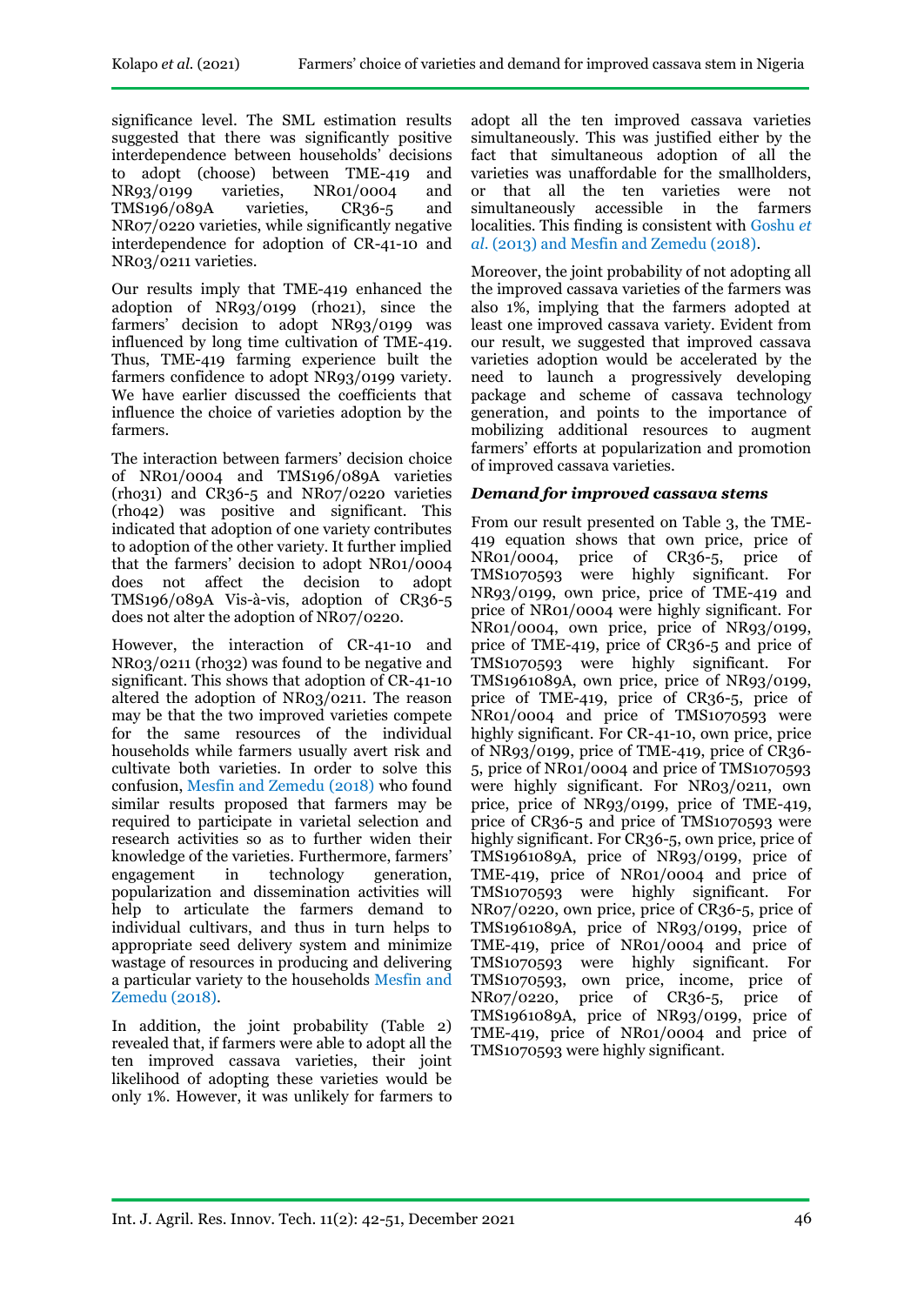significance level. The SML estimation results suggested that there was significantly positive interdependence between households' decisions to adopt (choose) between TME-419 and NR93/0199 varieties, NR01/0004 and TMS196/089A varieties, CR36-5 and NR07/0220 varieties, while significantly negative interdependence for adoption of CR-41-10 and NR03/0211 varieties.

Our results imply that TME-419 enhanced the adoption of NR93/0199 (rho21), since the farmers' decision to adopt NR93/0199 was influenced by long time cultivation of TME-419. Thus, TME-419 farming experience built the farmers confidence to adopt NR93/0199 variety. We have earlier discussed the coefficients that influence the choice of varieties adoption by the farmers.

The interaction between farmers' decision choice of NR01/0004 and TMS196/089A varieties (rho31) and CR36-5 and NR07/0220 varieties (rho42) was positive and significant. This indicated that adoption of one variety contributes to adoption of the other variety. It further implied that the farmers' decision to adopt NR01/0004 does not affect the decision to adopt TMS196/089A Vis-à-vis, adoption of CR36-5 does not alter the adoption of NR07/0220.

However, the interaction of CR-41-10 and NR03/0211 (rho32) was found to be negative and significant. This shows that adoption of CR-41-10 altered the adoption of NR03/0211. The reason may be that the two improved varieties compete for the same resources of the individual households while farmers usually avert risk and cultivate both varieties. In order to solve this confusion, Mesfin and Zemedu (2018) who found similar results proposed that farmers may be required to participate in varietal selection and research activities so as to further widen their knowledge of the varieties. Furthermore, farmers' engagement in technology generation, popularization and dissemination activities will help to articulate the farmers demand to individual cultivars, and thus in turn helps to appropriate seed delivery system and minimize wastage of resources in producing and delivering a particular variety to the households Mesfin and Zemedu (2018).

In addition, the joint probability (Table 2) revealed that, if farmers were able to adopt all the ten improved cassava varieties, their joint likelihood of adopting these varieties would be only 1%. However, it was unlikely for farmers to adopt all the ten improved cassava varieties simultaneously. This was justified either by the fact that simultaneous adoption of all the varieties was unaffordable for the smallholders, or that all the ten varieties were not simultaneously accessible in the farmers localities. This finding is consistent with Goshu *et al*. (2013) and Mesfin and Zemedu (2018).

Moreover, the joint probability of not adopting all the improved cassava varieties of the farmers was also 1%, implying that the farmers adopted at least one improved cassava variety. Evident from our result, we suggested that improved cassava varieties adoption would be accelerated by the need to launch a progressively developing package and scheme of cassava technology generation, and points to the importance of mobilizing additional resources to augment farmers' efforts at popularization and promotion of improved cassava varieties.

### *Demand for improved cassava stems*

From our result presented on Table 3, the TME-419 equation shows that own price, price of NR01/0004, price of CR36-5, price of TMS1070593 were highly significant. For NR93/0199, own price, price of TME-419 and price of NR01/0004 were highly significant. For NR01/0004, own price, price of NR93/0199, price of TME-419, price of CR36-5 and price of TMS1070593 were highly significant. For TMS1961089A, own price, price of NR93/0199, price of TME-419, price of CR36-5, price of NR01/0004 and price of TMS1070593 were highly significant. For CR-41-10, own price, price of NR93/0199, price of TME-419, price of CR36-5, price of NR01/0004 and price of TMS1070593 were highly significant. For NR03/0211, own price, price of NR93/0199, price of TME-419, price of CR36-5 and price of TMS1070593 were highly significant. For CR36-5, own price, price of TMS1961089A, price of NR93/0199, price of TME-419, price of NR01/0004 and price of TMS1070593 were highly significant. For NR07/0220, own price, price of CR36-5, price of TMS1961089A, price of NR93/0199, price of TME-419, price of NR01/0004 and price of TMS1070593 were highly significant. For TMS1070593, own price, income, price of NR07/0220, price of CR36-5, price of TMS1961089A, price of NR93/0199, price of TME-419, price of NR01/0004 and price of TMS1070593 were highly significant.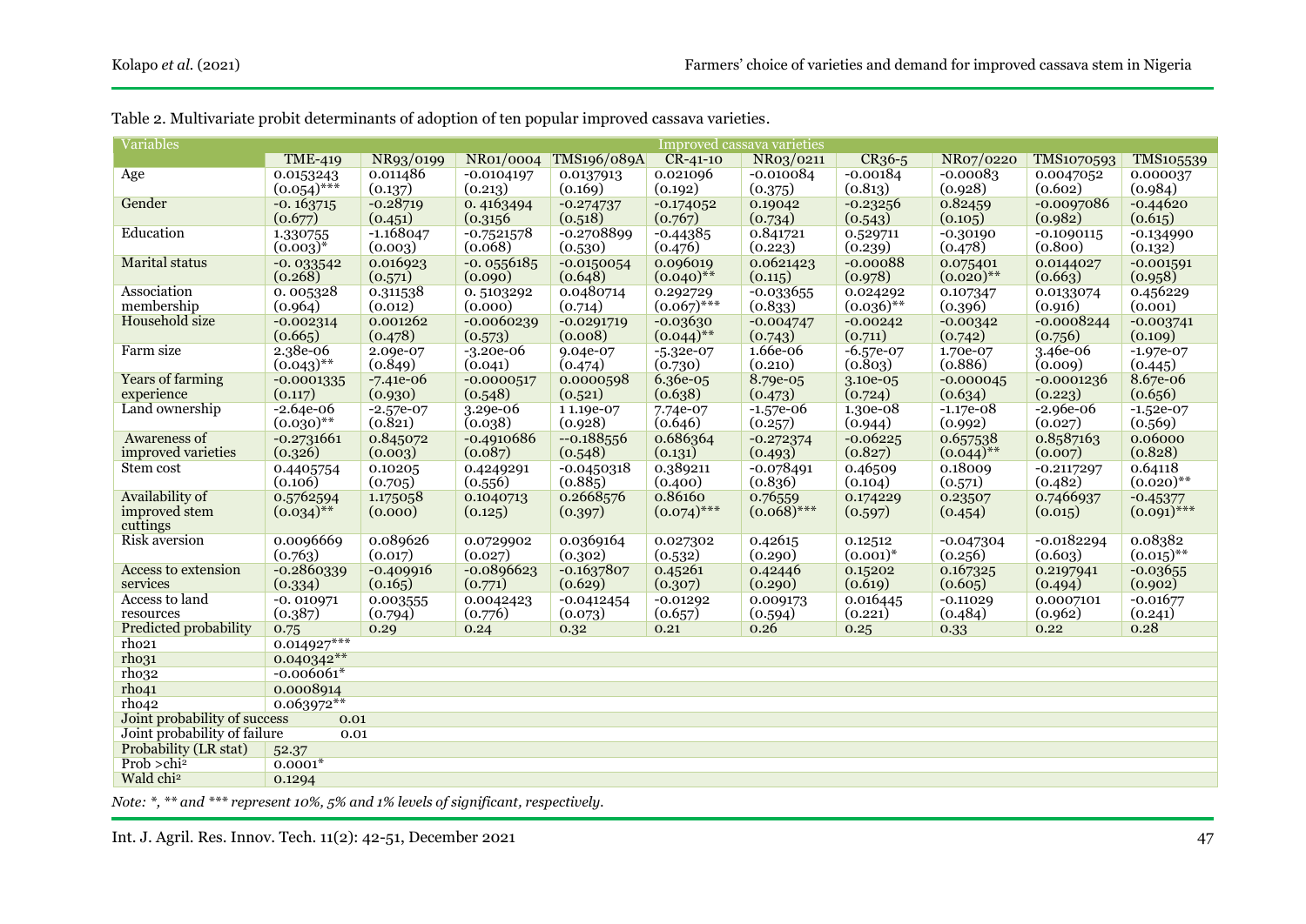Table 2. Multivariate probit determinants of adoption of ten popular improved cassava varieties.

| Variables | Improved cassava varieties | | | | | | | | | |
|---|---|---|---|---|---|---|---|---|---|---|
| | TME-419 | NR93/0199 | NR01/0004 | TMS196/089A | CR-41-10 | NR03/0211 | CR36-5 | NR07/0220 | TMS1070593 | TMS105539 |
| Age | 0.0153243 (0.054)*** | 0.011486 (0.137) | -0.0104197 (0.213) | 0.0137913 (0.169) | 0.021096 (0.192) | -0.010084 (0.375) | -0.00184 (0.813) | -0.00083 (0.928) | 0.0047052 (0.602) | 0.000037 (0.984) |
| Gender | -0. 163715 (0.677) | -0.28719 (0.451) | 0. 4163494 (0.3156 | -0.274737 (0.518) | -0.174052 (0.767) | 0.19042 (0.734) | -0.23256 (0.543) | 0.82459 (0.105) | -0.0097086 (0.982) | -0.44620 (0.615) |
| Education | 1.330755 (0.003)* | -1.168047 (0.003) | -0.7521578 (0.068) | -0.2708899 (0.530) | -0.44385 (0.476) | 0.841721 (0.223) | 0.529711 (0.239) | -0.30190 (0.478) | -0.1090115 (0.800) | -0.134990 (0.132) |
| Marital status | -0. 033542 (0.268) | 0.016923 (0.571) | -0. 0556185 (0.090) | -0.0150054 (0.648) | 0.096019 (0.040)** | 0.0621423 (0.115) | -0.00088 (0.978) | 0.075401 (0.020)** | 0.0144027 (0.663) | -0.001591 (0.958) |
| Association membership | 0. 005328 (0.964) | 0.311538 (0.012) | 0. 5103292 (0.000) | 0.0480714 (0.714) | 0.292729 (0.067)*** | -0.033655 (0.833) | 0.024292 (0.036)** | 0.107347 (0.396) | 0.0133074 (0.916) | 0.456229 (0.001) |
| Household size | -0.002314 (0.665) | 0.001262 (0.478) | -0.0060239 (0.573) | -0.0291719 (0.008) | -0.03630 (0.044)** | -0.004747 (0.743) | -0.00242 (0.711) | -0.00342 (0.742) | -0.0008244 (0.756) | -0.003741 (0.109) |
| Farm size | 2.38e-06 (0.043)** | 2.09e-07 (0.849) | -3.20e-06 (0.041) | 9.04e-07 (0.474) | -5.32e-07 (0.730) | 1.66e-06 (0.210) | -6.57e-07 (0.803) | 1.70e-07 (0.886) | 3.46e-06 (0.009) | -1.97e-07 (0.445) |
| Years of farming experience | -0.0001335 (0.117) | -7.41e-06 (0.930) | -0.0000517 (0.548) | 0.0000598 (0.521) | 6.36e-05 (0.638) | 8.79e-05 (0.473) | 3.10e-05 (0.724) | -0.000045 (0.634) | -0.0001236 (0.223) | 8.67e-06 (0.656) |
| Land ownership | -2.64e-06 (0.030)** | -2.57e-07 (0.821) | 3.29e-06 (0.038) | 1 1.19e-07 (0.928) | 7.74e-07 (0.646) | -1.57e-06 (0.257) | 1.30e-08 (0.944) | -1.17e-08 (0.992) | -2.96e-06 (0.027) | -1.52e-07 (0.569) |
| Awareness of improved varieties | -0.2731661 (0.326) | 0.845072 (0.003) | -0.4910686 (0.087) | --0.188556 (0.548) | 0.686364 (0.131) | -0.272374 (0.493) | -0.06225 (0.827) | 0.657538 (0.044)** | 0.8587163 (0.007) | 0.06000 (0.828) |
| Stem cost | 0.4405754 (0.106) | 0.10205 (0.705) | 0.4249291 (0.556) | -0.0450318 (0.885) | 0.389211 (0.400) | -0.078491 (0.836) | 0.46509 (0.104) | 0.18009 (0.571) | -0.2117297 (0.482) | 0.64118 (0.020)** |
| Availability of improved stem cuttings | 0.5762594 (0.034)** | 1.175058 (0.000) | 0.1040713 (0.125) | 0.2668576 (0.397) | 0.86160 (0.074)*** | 0.76559 (0.068)*** | 0.174229 (0.597) | 0.23507 (0.454) | 0.7466937 (0.015) | -0.45377 (0.091)*** |
| Risk aversion | 0.0096669 (0.763) | 0.089626 (0.017) | 0.0729902 (0.027) | 0.0369164 (0.302) | 0.027302 (0.532) | 0.42615 (0.290) | 0.12512 (0.001)* | -0.047304 (0.256) | -0.0182294 (0.603) | 0.08382 (0.015)** |
| Access to extension services | -0.2860339 (0.334) | -0.409916 (0.165) | -0.0896623 (0.771) | -0.1637807 (0.629) | 0.45261 (0.307) | 0.42446 (0.290) | 0.15202 (0.619) | 0.167325 (0.605) | 0.2197941 (0.494) | -0.03655 (0.902) |
| Access to land resources | -0. 010971 (0.387) | 0.003555 (0.794) | 0.0042423 (0.776) | -0.0412454 (0.073) | -0.01292 (0.657) | 0.009173 (0.594) | 0.016445 (0.221) | -0.11029 (0.484) | 0.0007101 (0.962) | -0.01677 (0.241) |
| Predicted probability | 0.75 | 0.29 | 0.24 | 0.32 | 0.21 | 0.26 | 0.25 | 0.33 | 0.22 | 0.28 |
| rho21 | 0.014927*** | | | | | | | | | |
| rho31 | 0.040342** | | | | | | | | | |
| rho32 | -0.006061* | | | | | | | | | |
| rho41 | 0.0008914 | | | | | | | | | |
| rho42 | 0.063972** | | | | | | | | | |
| Joint probability of success | 0.01 | | | | | | | | | |
| Joint probability of failure | 0.01 | | | | | | | | | |
| Probability (LR stat) | 52.37 | | | | | | | | | |
| Prob >chi² | 0.0001* | | | | | | | | | |
| Wald chi² | 0.1294 | | | | | | | | | |

*Note: \*, \*\* and \*\*\* represent 10%, 5% and 1% levels of significant, respectively.*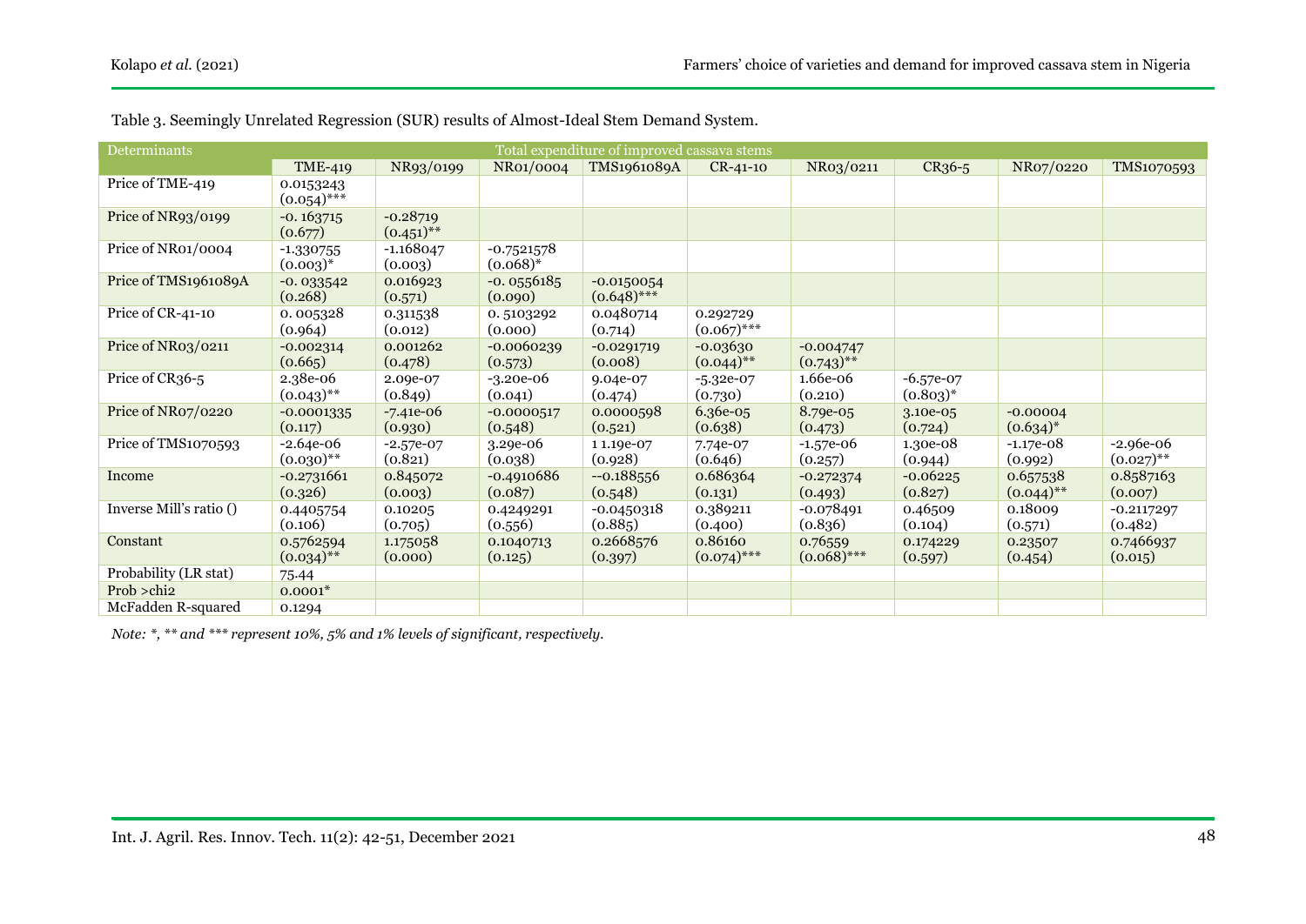Table 3. Seemingly Unrelated Regression (SUR) results of Almost-Ideal Stem Demand System.

| Determinants | Total expenditure of improved cassava stems | | | | | | | | |
|---|---|---|---|---|---|---|---|---|---|
| | TME-419 | NR93/0199 | NR01/0004 | TMS1961089A | CR-41-10 | NR03/0211 | CR36-5 | NR07/0220 | TMS1070593 |
| Price of TME-419 | 0.0153243 (0.054)*** | | | | | | | | |
| Price of NR93/0199 | -0. 163715 (0.677) | -0.28719 (0.451)** | | | | | | | |
| Price of NR01/0004 | -1.330755 (0.003)* | -1.168047 (0.003) | -0.7521578 (0.068)* | | | | | | |
| Price of TMS1961089A | -0. 033542 (0.268) | 0.016923 (0.571) | -0. 0556185 (0.090) | -0.0150054 (0.648)*** | | | | | |
| Price of CR-41-10 | 0. 005328 (0.964) | 0.311538 (0.012) | 0. 5103292 (0.000) | 0.0480714 (0.714) | 0.292729 (0.067)*** | | | | |
| Price of NR03/0211 | -0.002314 (0.665) | 0.001262 (0.478) | -0.0060239 (0.573) | -0.0291719 (0.008) | -0.03630 (0.044)** | -0.004747 (0.743)** | | | |
| Price of CR36-5 | 2.38e-06 (0.043)** | 2.09e-07 (0.849) | -3.20e-06 (0.041) | 9.04e-07 (0.474) | -5.32e-07 (0.730) | 1.66e-06 (0.210) | -6.57e-07 (0.803)* | | |
| Price of NR07/0220 | -0.0001335 (0.117) | -7.41e-06 (0.930) | -0.0000517 (0.548) | 0.0000598 (0.521) | 6.36e-05 (0.638) | 8.79e-05 (0.473) | 3.10e-05 (0.724) | -0.00004 (0.634)* | |
| Price of TMS1070593 | -2.64e-06 (0.030)** | -2.57e-07 (0.821) | 3.29e-06 (0.038) | 1 1.19e-07 (0.928) | 7.74e-07 (0.646) | -1.57e-06 (0.257) | 1.30e-08 (0.944) | -1.17e-08 (0.992) | -2.96e-06 (0.027)** |
| Income | -0.2731661 (0.326) | 0.845072 (0.003) | -0.4910686 (0.087) | --0.188556 (0.548) | 0.686364 (0.131) | -0.272374 (0.493) | -0.06225 (0.827) | 0.657538 (0.044)** | 0.8587163 (0.007) |
| Inverse Mill's ratio () | 0.4405754 (0.106) | 0.10205 (0.705) | 0.4249291 (0.556) | -0.0450318 (0.885) | 0.389211 (0.400) | -0.078491 (0.836) | 0.46509 (0.104) | 0.18009 (0.571) | -0.2117297 (0.482) |
| Constant | 0.5762594 (0.034)** | 1.175058 (0.000) | 0.1040713 (0.125) | 0.2668576 (0.397) | 0.86160 (0.074)*** | 0.76559 (0.068)*** | 0.174229 (0.597) | 0.23507 (0.454) | 0.7466937 (0.015) |
| Probability (LR stat) | 75.44 | | | | | | | | |
| Prob >chi2 | 0.0001* | | | | | | | | |
| McFadden R-squared | 0.1294 | | | | | | | | |

*Note: *, ** and *** represent 10%, 5% and 1% levels of significant, respectively.*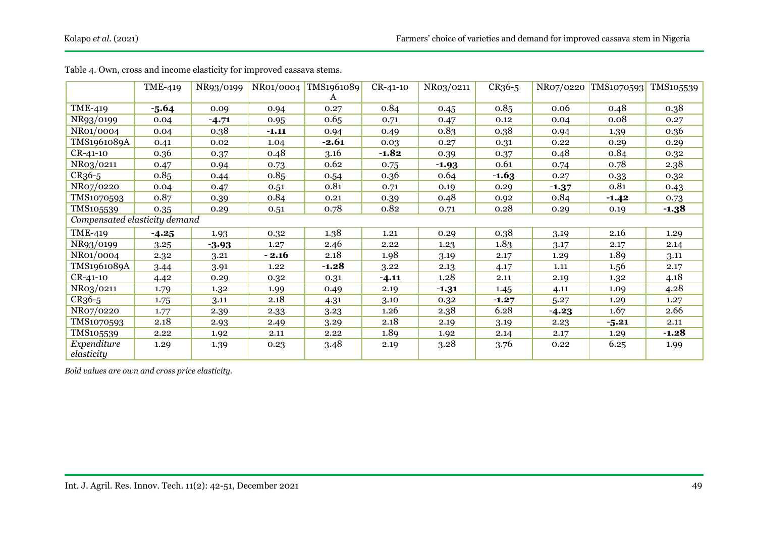Table 4. Own, cross and income elasticity for improved cassava stems.

| | TME-419 | NR93/0199 | NR01/0004 | TMS1961089A | CR-41-10 | NR03/0211 | CR36-5 | NR07/0220 | TMS1070593 | TMS105539 |
|---|---|---|---|---|---|---|---|---|---|---|
| TME-419 | **-5.64** | 0.09 | 0.94 | 0.27 | 0.84 | 0.45 | 0.85 | 0.06 | 0.48 | 0.38 |
| NR93/0199 | 0.04 | **-4.71** | 0.95 | 0.65 | 0.71 | 0.47 | 0.12 | 0.04 | 0.08 | 0.27 |
| NR01/0004 | 0.04 | 0.38 | **-1.11** | 0.94 | 0.49 | 0.83 | 0.38 | 0.94 | 1.39 | 0.36 |
| TMS1961089A | 0.41 | 0.02 | 1.04 | **-2.61** | 0.03 | 0.27 | 0.31 | 0.22 | 0.29 | 0.29 |
| CR-41-10 | 0.36 | 0.37 | 0.48 | 3.16 | **-1.82** | 0.39 | 0.37 | 0.48 | 0.84 | 0.32 |
| NR03/0211 | 0.47 | 0.94 | 0.73 | 0.62 | 0.75 | **-1.93** | 0.61 | 0.74 | 0.78 | 2.38 |
| CR36-5 | 0.85 | 0.44 | 0.85 | 0.54 | 0.36 | 0.64 | **-1.63** | 0.27 | 0.33 | 0.32 |
| NR07/0220 | 0.04 | 0.47 | 0.51 | 0.81 | 0.71 | 0.19 | 0.29 | **-1.37** | 0.81 | 0.43 |
| TMS1070593 | 0.87 | 0.39 | 0.84 | 0.21 | 0.39 | 0.48 | 0.92 | 0.84 | **-1.42** | 0.73 |
| TMS105539 | 0.35 | 0.29 | 0.51 | 0.78 | 0.82 | 0.71 | 0.28 | 0.29 | 0.19 | **-1.38** |
| *Compensated elasticity demand* | | | | | | | | | | |
| TME-419 | **-4.25** | 1.93 | 0.32 | 1.38 | 1.21 | 0.29 | 0.38 | 3.19 | 2.16 | 1.29 |
| NR93/0199 | 3.25 | **-3.93** | 1.27 | 2.46 | 2.22 | 1.23 | 1.83 | 3.17 | 2.17 | 2.14 |
| NR01/0004 | 2.32 | 3.21 | **- 2.16** | 2.18 | 1.98 | 3.19 | 2.17 | 1.29 | 1.89 | 3.11 |
| TMS1961089A | 3.44 | 3.91 | 1.22 | **-1.28** | 3.22 | 2.13 | 4.17 | 1.11 | 1.56 | 2.17 |
| CR-41-10 | 4.42 | 0.29 | 0.32 | 0.31 | **-4.11** | 1.28 | 2.11 | 2.19 | 1.32 | 4.18 |
| NR03/0211 | 1.79 | 1.32 | 1.99 | 0.49 | 2.19 | **-1.31** | 1.45 | 4.11 | 1.09 | 4.28 |
| CR36-5 | 1.75 | 3.11 | 2.18 | 4.31 | 3.10 | 0.32 | **-1.27** | 5.27 | 1.29 | 1.27 |
| NR07/0220 | 1.77 | 2.39 | 2.33 | 3.23 | 1.26 | 2.38 | 6.28 | **-4.23** | 1.67 | 2.66 |
| TMS1070593 | 2.18 | 2.93 | 2.49 | 3.29 | 2.18 | 2.19 | 3.19 | 2.23 | **-5.21** | 2.11 |
| TMS105539 | 2.22 | 1.92 | 2.11 | 2.22 | 1.89 | 1.92 | 2.14 | 2.17 | 1.29 | **-1.28** |
| *Expenditure elasticity* | 1.29 | 1.39 | 0.23 | 3.48 | 2.19 | 3.28 | 3.76 | 0.22 | 6.25 | 1.99 |

*Bold values are own and cross price elasticity.*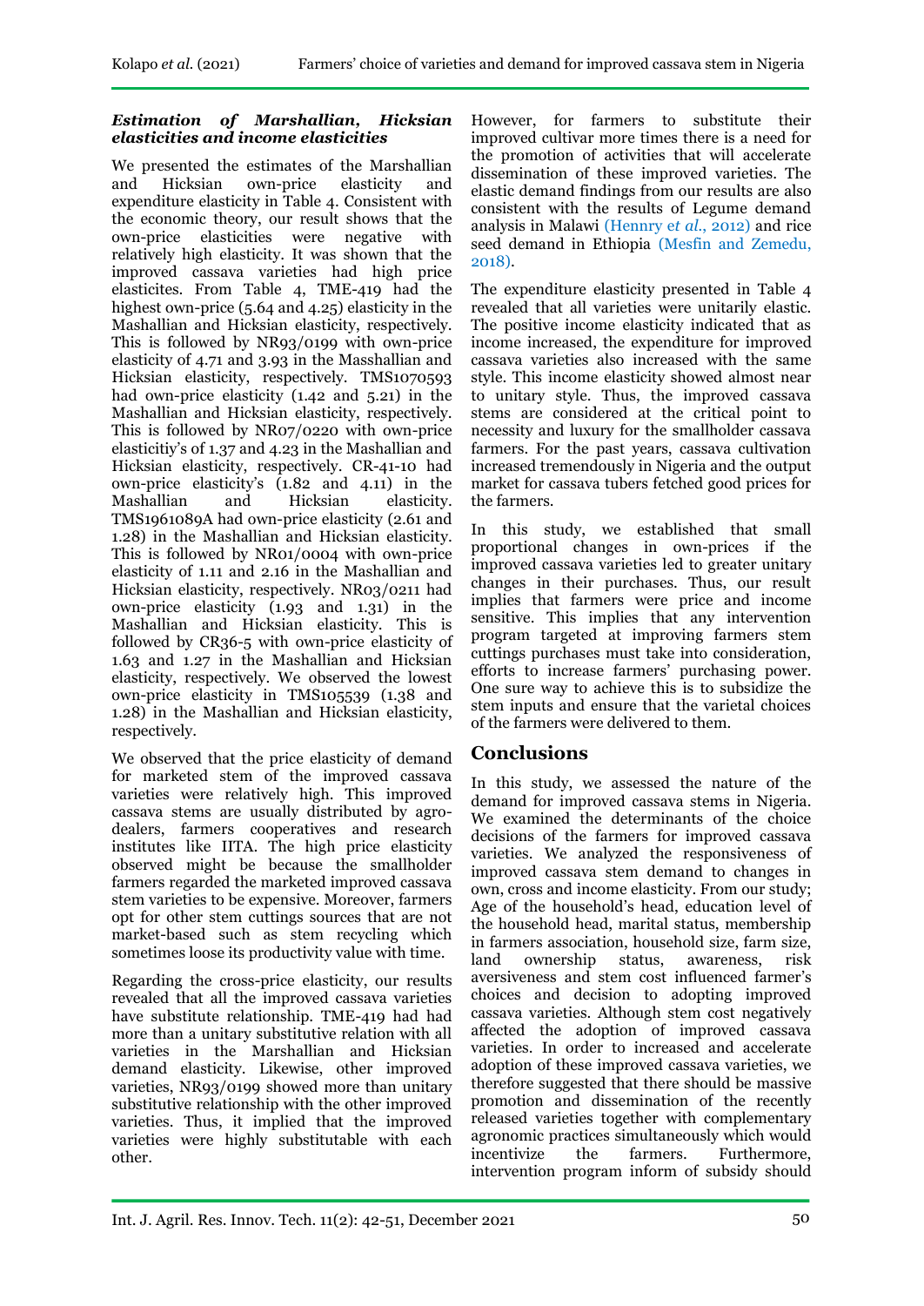### *Estimation of Marshallian, Hicksian elasticities and income elasticities*

We presented the estimates of the Marshallian and Hicksian own-price elasticity and expenditure elasticity in Table 4. Consistent with the economic theory, our result shows that the own-price elasticities were negative with relatively high elasticity. It was shown that the improved cassava varieties had high price elasticites. From Table 4, TME-419 had the highest own-price (5.64 and 4.25) elasticity in the Mashallian and Hicksian elasticity, respectively. This is followed by NR93/0199 with own-price elasticity of 4.71 and 3.93 in the Masshallian and Hicksian elasticity, respectively. TMS1070593 had own-price elasticity (1.42 and 5.21) in the Mashallian and Hicksian elasticity, respectively. This is followed by NR07/0220 with own-price elasticitiy's of 1.37 and 4.23 in the Mashallian and Hicksian elasticity, respectively. CR-41-10 had own-price elasticity's (1.82 and 4.11) in the Mashallian and Hicksian elasticity. TMS1961089A had own-price elasticity (2.61 and 1.28) in the Mashallian and Hicksian elasticity. This is followed by NR01/0004 with own-price elasticity of 1.11 and 2.16 in the Mashallian and Hicksian elasticity, respectively. NR03/0211 had own-price elasticity (1.93 and 1.31) in the Mashallian and Hicksian elasticity. This is followed by CR36-5 with own-price elasticity of 1.63 and 1.27 in the Mashallian and Hicksian elasticity, respectively. We observed the lowest own-price elasticity in TMS105539 (1.38 and 1.28) in the Mashallian and Hicksian elasticity, respectively.

We observed that the price elasticity of demand for marketed stem of the improved cassava varieties were relatively high. This improved cassava stems are usually distributed by agro-dealers, farmers cooperatives and research institutes like IITA. The high price elasticity observed might be because the smallholder farmers regarded the marketed improved cassava stem varieties to be expensive. Moreover, farmers opt for other stem cuttings sources that are not market-based such as stem recycling which sometimes loose its productivity value with time.

Regarding the cross-price elasticity, our results revealed that all the improved cassava varieties have substitute relationship. TME-419 had had more than a unitary substitutive relation with all varieties in the Marshallian and Hicksian demand elasticity. Likewise, other improved varieties, NR93/0199 showed more than unitary substitutive relationship with the other improved varieties. Thus, it implied that the improved varieties were highly substitutable with each other. However, for farmers to substitute their improved cultivar more times there is a need for the promotion of activities that will accelerate dissemination of these improved varieties. The elastic demand findings from our results are also consistent with the results of Legume demand analysis in Malawi (Henrry e*t al*., 2012) and rice seed demand in Ethiopia (Mesfin and Zemedu, 2018).

The expenditure elasticity presented in Table 4 revealed that all varieties were unitarily elastic. The positive income elasticity indicated that as income increased, the expenditure for improved cassava varieties also increased with the same style. This income elasticity showed almost near to unitary style. Thus, the improved cassava stems are considered at the critical point to necessity and luxury for the smallholder cassava farmers. For the past years, cassava cultivation increased tremendously in Nigeria and the output market for cassava tubers fetched good prices for the farmers.

In this study, we established that small proportional changes in own-prices if the improved cassava varieties led to greater unitary changes in their purchases. Thus, our result implies that farmers were price and income sensitive. This implies that any intervention program targeted at improving farmers stem cuttings purchases must take into consideration, efforts to increase farmers' purchasing power. One sure way to achieve this is to subsidize the stem inputs and ensure that the varietal choices of the farmers were delivered to them.

## Conclusions

In this study, we assessed the nature of the demand for improved cassava stems in Nigeria. We examined the determinants of the choice decisions of the farmers for improved cassava varieties. We analyzed the responsiveness of improved cassava stem demand to changes in own, cross and income elasticity. From our study; Age of the household's head, education level of the household head, marital status, membership in farmers association, household size, farm size, land ownership status, awareness, risk aversiveness and stem cost influenced farmer's choices and decision to adopting improved cassava varieties. Although stem cost negatively affected the adoption of improved cassava varieties. In order to increased and accelerate adoption of these improved cassava varieties, we therefore suggested that there should be massive promotion and dissemination of the recently released varieties together with complementary agronomic practices simultaneously which would incentivize the farmers. Furthermore, intervention program inform of subsidy should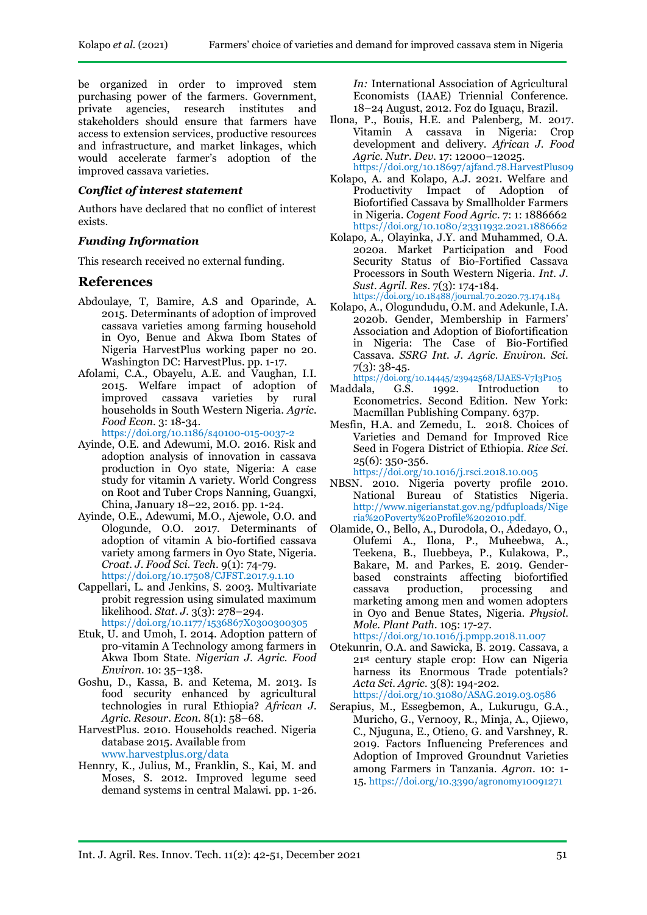be organized in order to improved stem purchasing power of the farmers. Government, private agencies, research institutes and stakeholders should ensure that farmers have access to extension services, productive resources and infrastructure, and market linkages, which would accelerate farmer's adoption of the improved cassava varieties.

### *Conflict of interest statement*

Authors have declared that no conflict of interest exists.

### *Funding Information*

This research received no external funding.

## References

Abdoulaye, T, Bamire, A.S and Oparinde, A. 2015. Determinants of adoption of improved cassava varieties among farming household in Oyo, Benue and Akwa Ibom States of Nigeria HarvestPlus working paper no 20. Washington DC: HarvestPlus. pp. 1-17.

Afolami, C.A., Obayelu, A.E. and Vaughan, I.I. 2015. Welfare impact of adoption of improved cassava varieties by rural households in South Western Nigeria. *Agric. Food Econ.* 3: 18-34. https://doi.org/10.1186/s40100-015-0037-2

Ayinde, O.E. and Adewumi, M.O. 2016. Risk and adoption analysis of innovation in cassava production in Oyo state, Nigeria: A case study for vitamin A variety. World Congress on Root and Tuber Crops Nanning, Guangxi, China, January 18–22, 2016. pp. 1-24.

Ayinde, O.E., Adewumi, M.O., Ajewole, O.O. and Ologunde, O.O. 2017. Determinants of adoption of vitamin A bio-fortified cassava variety among farmers in Oyo State, Nigeria. *Croat. J. Food Sci. Tech.* 9(1): 74-79. https://doi.org/10.17508/CJFST.2017.9.1.10

Cappellari, L. and Jenkins, S. 2003. Multivariate probit regression using simulated maximum likelihood. *Stat. J.* 3(3): 278–294. https://doi.org/10.1177/1536867X0300300305

Etuk, U. and Umoh, I. 2014. Adoption pattern of pro-vitamin A Technology among farmers in Akwa Ibom State. *Nigerian J. Agric. Food Environ.* 10: 35–138.

Goshu, D., Kassa, B. and Ketema, M. 2013. Is food security enhanced by agricultural technologies in rural Ethiopia? *African J. Agric. Resour. Econ.* 8(1): 58–68.

HarvestPlus. 2010. Households reached. Nigeria database 2015. Available from www.harvestplus.org/data

Hennry, K., Julius, M., Franklin, S., Kai, M. and Moses, S. 2012. Improved legume seed demand systems in central Malawi. pp. 1-26. *In:* International Association of Agricultural Economists (IAAE) Triennial Conference. 18–24 August, 2012. Foz do Iguaçu, Brazil.

Ilona, P., Bouis, H.E. and Palenberg, M. 2017. Vitamin A cassava in Nigeria: Crop development and delivery. *African J. Food Agric. Nutr. Dev.* 17: 12000–12025. https://doi.org/10.18697/ajfand.78.HarvestPlus09

Kolapo, A. and Kolapo, A.J. 2021. Welfare and Productivity Impact of Adoption of Biofortified Cassava by Smallholder Farmers in Nigeria. *Cogent Food Agric.* 7: 1: 1886662 https://doi.org/10.1080/23311932.2021.1886662

Kolapo, A., Olayinka, J.Y. and Muhammed, O.A. 2020a. Market Participation and Food Security Status of Bio-Fortified Cassava Processors in South Western Nigeria. *Int. J. Sust. Agril. Res.* 7(3): 174-184. https://doi.org/10.18488/journal.70.2020.73.174.184

Kolapo, A., Ologundudu, O.M. and Adekunle, I.A. 2020b. Gender, Membership in Farmers' Association and Adoption of Biofortification in Nigeria: The Case of Bio-Fortified Cassava. *SSRG Int. J. Agric. Environ. Sci.* 7(3): 38-45. https://doi.org/10.14445/23942568/IJAES-V7I3P105

Maddala, G.S. 1992. Introduction to Econometrics. Second Edition. New York: Macmillan Publishing Company. 637p.

Mesfin, H.A. and Zemedu, L. 2018. Choices of Varieties and Demand for Improved Rice Seed in Fogera District of Ethiopia. *Rice Sci.* 25(6): 350-356. https://doi.org/10.1016/j.rsci.2018.10.005

NBSN. 2010. Nigeria poverty profile 2010. National Bureau of Statistics Nigeria. http://www.nigerianstat.gov.ng/pdfuploads/Nigeria%20Poverty%20Profile%202010.pdf.

Olamide, O., Bello, A., Durodola, O., Adedayo, O., Olufemi A., Ilona, P., Muheebwa, A., Teekena, B., Iluebbeya, P., Kulakowa, P., Bakare, M. and Parkes, E. 2019. Gender-based constraints affecting biofortified cassava production, processing and marketing among men and women adopters in Oyo and Benue States, Nigeria. *Physiol. Mole. Plant Path.* 105: 17-27. https://doi.org/10.1016/j.pmpp.2018.11.007

Otekunrin, O.A. and Sawicka, B. 2019. Cassava, a 21st century staple crop: How can Nigeria harness its Enormous Trade potentials? *Acta Sci. Agric.* 3(8): 194-202. https://doi.org/10.31080/ASAG.2019.03.0586

Serapius, M., Essegbemon, A., Lukurugu, G.A., Muricho, G., Vernooy, R., Minja, A., Ojiewo, C., Njuguna, E., Otieno, G. and Varshney, R. 2019. Factors Influencing Preferences and Adoption of Improved Groundnut Varieties among Farmers in Tanzania. *Agron.* 10: 1-15. https://doi.org/10.3390/agronomy10091271